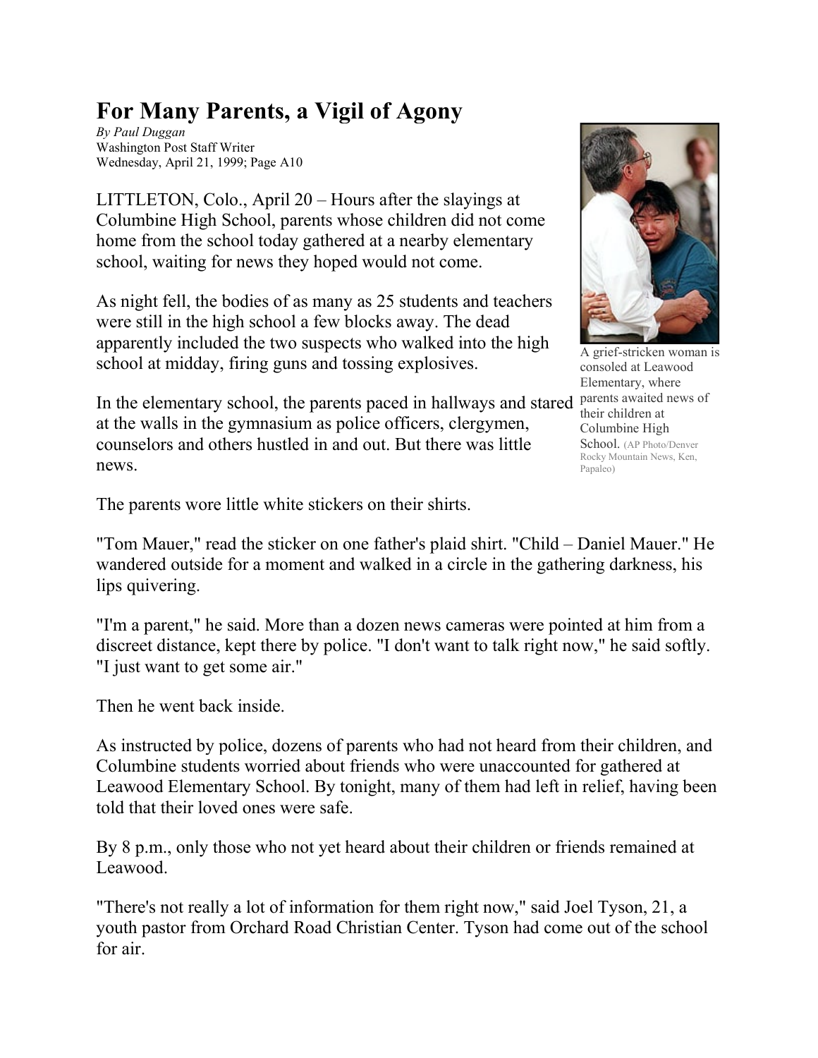# For Many Parents, a Vigil of Agony

*By Paul Duggan*
Washington Post Staff Writer
Wednesday, April 21, 1999; Page A10

LITTLETON, Colo., April 20 – Hours after the slayings at Columbine High School, parents whose children did not come home from the school today gathered at a nearby elementary school, waiting for news they hoped would not come.

As night fell, the bodies of as many as 25 students and teachers were still in the high school a few blocks away. The dead apparently included the two suspects who walked into the high school at midday, firing guns and tossing explosives.

A grief-stricken woman is consoled at Leawood Elementary, where parents awaited news of their children at Columbine High School. (AP Photo/Denver Rocky Mountain News, Ken, Papaleo)

In the elementary school, the parents paced in hallways and stared at the walls in the gymnasium as police officers, clergymen, counselors and others hustled in and out. But there was little news.

The parents wore little white stickers on their shirts.

"Tom Mauer," read the sticker on one father's plaid shirt. "Child – Daniel Mauer." He wandered outside for a moment and walked in a circle in the gathering darkness, his lips quivering.

"I'm a parent," he said. More than a dozen news cameras were pointed at him from a discreet distance, kept there by police. "I don't want to talk right now," he said softly. "I just want to get some air."

Then he went back inside.

As instructed by police, dozens of parents who had not heard from their children, and Columbine students worried about friends who were unaccounted for gathered at Leawood Elementary School. By tonight, many of them had left in relief, having been told that their loved ones were safe.

By 8 p.m., only those who not yet heard about their children or friends remained at Leawood.

"There's not really a lot of information for them right now," said Joel Tyson, 21, a youth pastor from Orchard Road Christian Center. Tyson had come out of the school for air.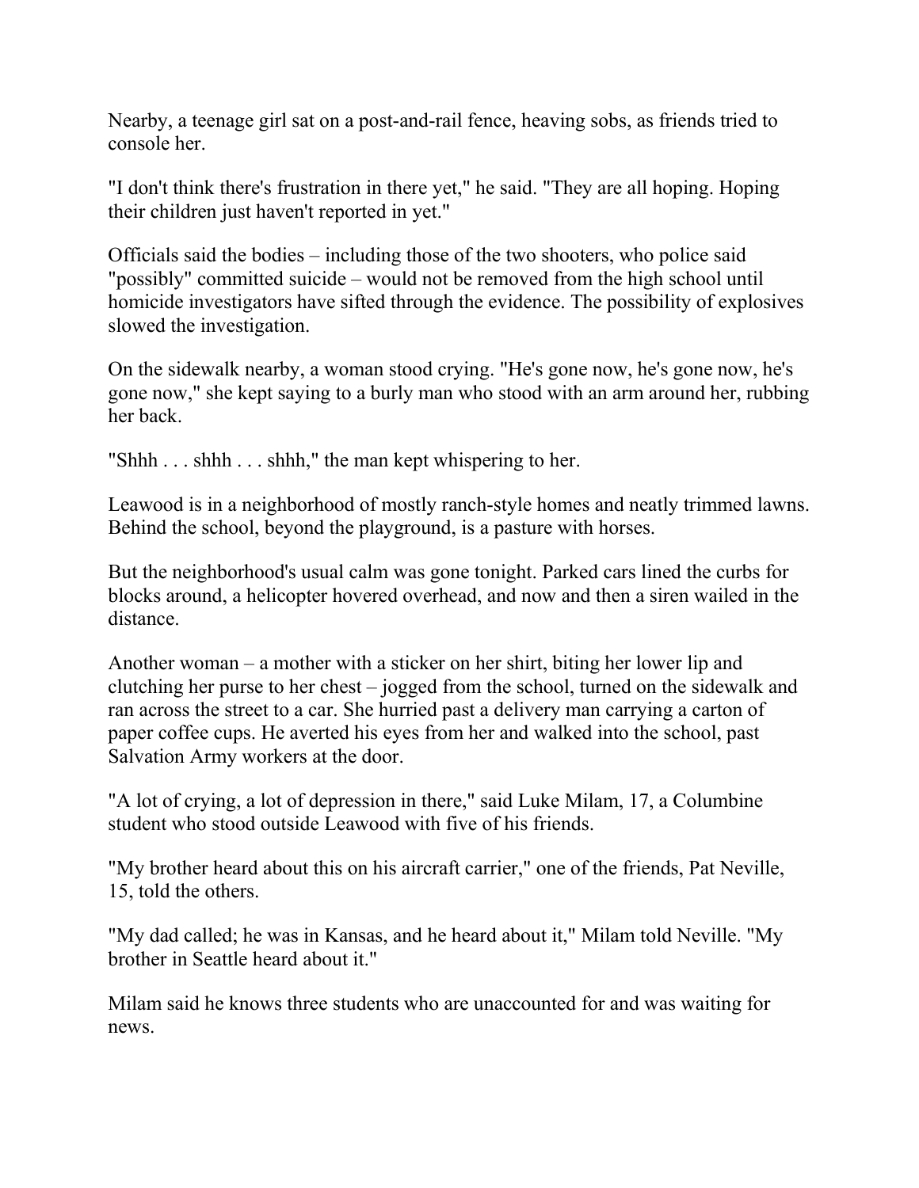Nearby, a teenage girl sat on a post-and-rail fence, heaving sobs, as friends tried to console her.

"I don't think there's frustration in there yet," he said. "They are all hoping. Hoping their children just haven't reported in yet."

Officials said the bodies – including those of the two shooters, who police said "possibly" committed suicide – would not be removed from the high school until homicide investigators have sifted through the evidence. The possibility of explosives slowed the investigation.

On the sidewalk nearby, a woman stood crying. "He's gone now, he's gone now, he's gone now," she kept saying to a burly man who stood with an arm around her, rubbing her back.

"Shhh . . . shhh . . . shhh," the man kept whispering to her.

Leawood is in a neighborhood of mostly ranch-style homes and neatly trimmed lawns. Behind the school, beyond the playground, is a pasture with horses.

But the neighborhood's usual calm was gone tonight. Parked cars lined the curbs for blocks around, a helicopter hovered overhead, and now and then a siren wailed in the distance.

Another woman – a mother with a sticker on her shirt, biting her lower lip and clutching her purse to her chest – jogged from the school, turned on the sidewalk and ran across the street to a car. She hurried past a delivery man carrying a carton of paper coffee cups. He averted his eyes from her and walked into the school, past Salvation Army workers at the door.

"A lot of crying, a lot of depression in there," said Luke Milam, 17, a Columbine student who stood outside Leawood with five of his friends.

"My brother heard about this on his aircraft carrier," one of the friends, Pat Neville, 15, told the others.

"My dad called; he was in Kansas, and he heard about it," Milam told Neville. "My brother in Seattle heard about it."

Milam said he knows three students who are unaccounted for and was waiting for news.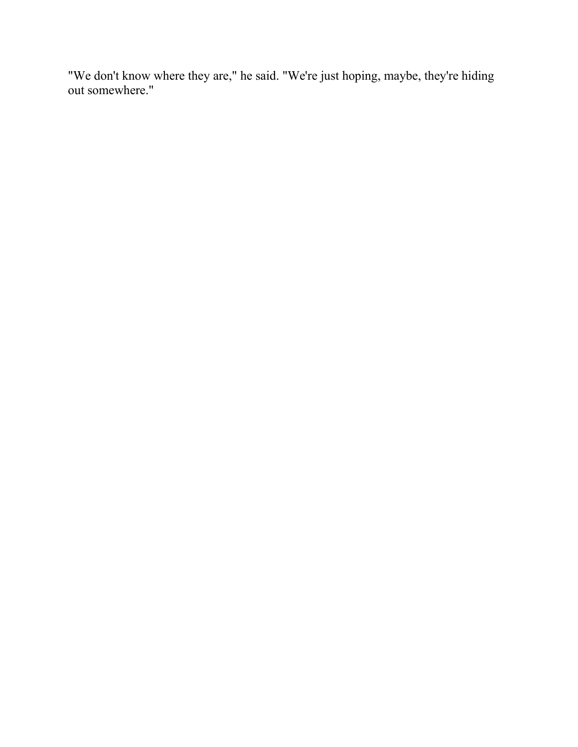"We don't know where they are," he said. "We're just hoping, maybe, they're hiding out somewhere."